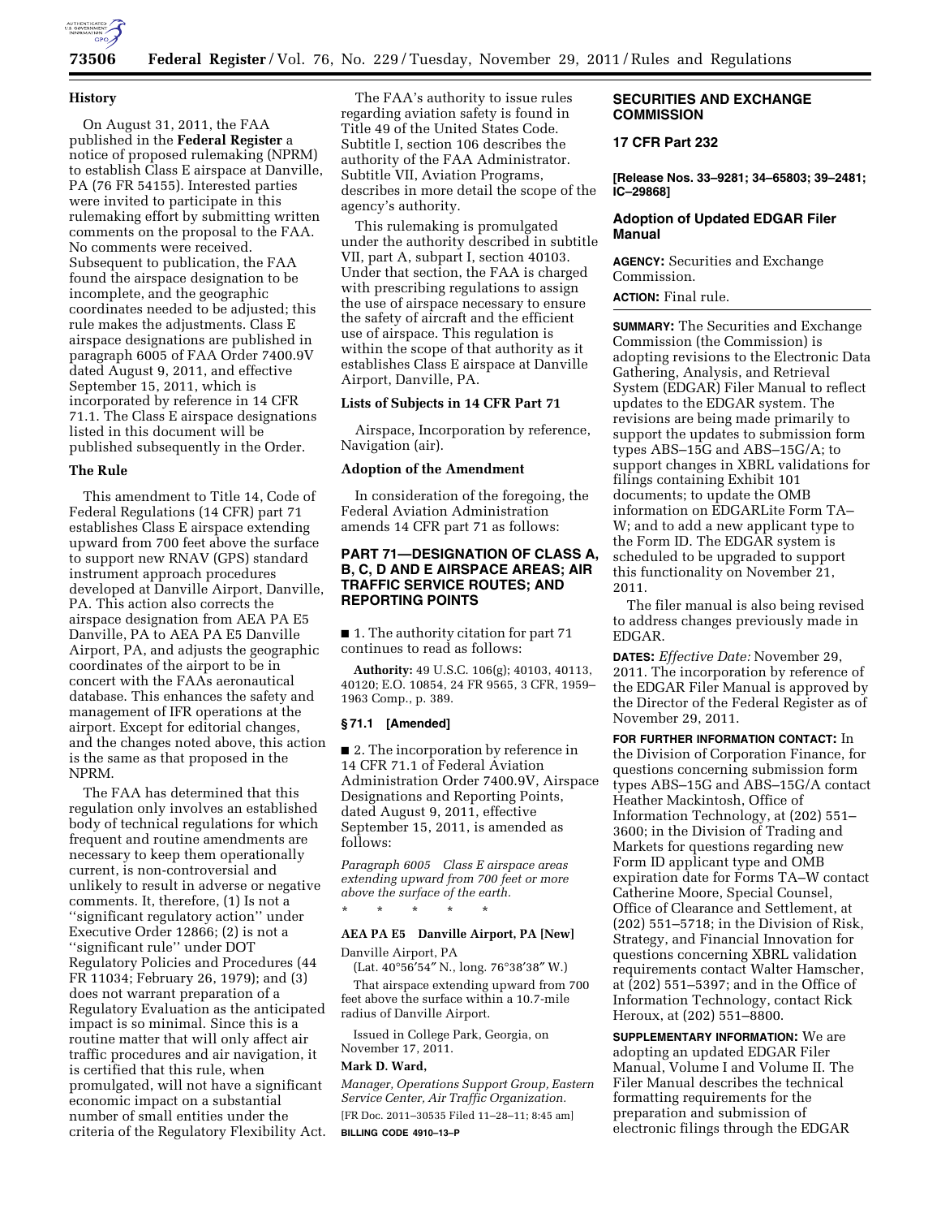## History

On August 31, 2011, the FAA published in the **Federal Register** a notice of proposed rulemaking (NPRM) to establish Class E airspace at Danville, PA (76 FR 54155). Interested parties were invited to participate in this rulemaking effort by submitting written comments on the proposal to the FAA. No comments were received. Subsequent to publication, the FAA found the airspace designation to be incomplete, and the geographic coordinates needed to be adjusted; this rule makes the adjustments. Class E airspace designations are published in paragraph 6005 of FAA Order 7400.9V dated August 9, 2011, and effective September 15, 2011, which is incorporated by reference in 14 CFR 71.1. The Class E airspace designations listed in this document will be published subsequently in the Order.

## The Rule

This amendment to Title 14, Code of Federal Regulations (14 CFR) part 71 establishes Class E airspace extending upward from 700 feet above the surface to support new RNAV (GPS) standard instrument approach procedures developed at Danville Airport, Danville, PA. This action also corrects the airspace designation from AEA PA E5 Danville, PA to AEA PA E5 Danville Airport, PA, and adjusts the geographic coordinates of the airport to be in concert with the FAAs aeronautical database. This enhances the safety and management of IFR operations at the airport. Except for editorial changes, and the changes noted above, this action is the same as that proposed in the NPRM.

The FAA has determined that this regulation only involves an established body of technical regulations for which frequent and routine amendments are necessary to keep them operationally current, is non-controversial and unlikely to result in adverse or negative comments. It, therefore, (1) Is not a ''significant regulatory action'' under Executive Order 12866; (2) is not a ''significant rule'' under DOT Regulatory Policies and Procedures (44 FR 11034; February 26, 1979); and (3) does not warrant preparation of a Regulatory Evaluation as the anticipated impact is so minimal. Since this is a routine matter that will only affect air traffic procedures and air navigation, it is certified that this rule, when promulgated, will not have a significant economic impact on a substantial number of small entities under the criteria of the Regulatory Flexibility Act.

The FAA's authority to issue rules regarding aviation safety is found in Title 49 of the United States Code. Subtitle I, section 106 describes the authority of the FAA Administrator. Subtitle VII, Aviation Programs, describes in more detail the scope of the agency's authority.

This rulemaking is promulgated under the authority described in subtitle VII, part A, subpart I, section 40103. Under that section, the FAA is charged with prescribing regulations to assign the use of airspace necessary to ensure the safety of aircraft and the efficient use of airspace. This regulation is within the scope of that authority as it establishes Class E airspace at Danville Airport, Danville, PA.

## Lists of Subjects in 14 CFR Part 71

Airspace, Incorporation by reference, Navigation (air).

## Adoption of the Amendment

In consideration of the foregoing, the Federal Aviation Administration amends 14 CFR part 71 as follows:

## PART 71—DESIGNATION OF CLASS A, B, C, D AND E AIRSPACE AREAS; AIR TRAFFIC SERVICE ROUTES; AND REPORTING POINTS

■ 1. The authority citation for part 71 continues to read as follows:

**Authority:** 49 U.S.C. 106(g); 40103, 40113, 40120; E.O. 10854, 24 FR 9565, 3 CFR, 1959–1963 Comp., p. 389.

### § 71.1 [Amended]

■ 2. The incorporation by reference in 14 CFR 71.1 of Federal Aviation Administration Order 7400.9V, Airspace Designations and Reporting Points, dated August 9, 2011, effective September 15, 2011, is amended as follows:

*Paragraph 6005 Class E airspace areas extending upward from 700 feet or more above the surface of the earth.*

\* \* \* \* \*

**AEA PA E5 Danville Airport, PA [New]**

Danville Airport, PA

(Lat. 40°56′54″ N., long. 76°38′38″ W.)

That airspace extending upward from 700 feet above the surface within a 10.7-mile radius of Danville Airport.

Issued in College Park, Georgia, on November 17, 2011.

**Mark D. Ward,**

*Manager, Operations Support Group, Eastern Service Center, Air Traffic Organization.*

[FR Doc. 2011–30535 Filed 11–28–11; 8:45 am]

**BILLING CODE 4910–13–P**

## SECURITIES AND EXCHANGE COMMISSION

## 17 CFR Part 232

**[Release Nos. 33–9281; 34–65803; 39–2481; IC–29868]**

## Adoption of Updated EDGAR Filer Manual

**AGENCY:** Securities and Exchange Commission.

**ACTION:** Final rule.

**SUMMARY:** The Securities and Exchange Commission (the Commission) is adopting revisions to the Electronic Data Gathering, Analysis, and Retrieval System (EDGAR) Filer Manual to reflect updates to the EDGAR system. The revisions are being made primarily to support the updates to submission form types ABS–15G and ABS–15G/A; to support changes in XBRL validations for filings containing Exhibit 101 documents; to update the OMB information on EDGARLite Form TA–W; and to add a new applicant type to the Form ID. The EDGAR system is scheduled to be upgraded to support this functionality on November 21, 2011.

The filer manual is also being revised to address changes previously made in EDGAR.

**DATES:** *Effective Date:* November 29, 2011. The incorporation by reference of the EDGAR Filer Manual is approved by the Director of the Federal Register as of November 29, 2011.

**FOR FURTHER INFORMATION CONTACT:** In the Division of Corporation Finance, for questions concerning submission form types ABS–15G and ABS–15G/A contact Heather Mackintosh, Office of Information Technology, at (202) 551–3600; in the Division of Trading and Markets for questions regarding new Form ID applicant type and OMB expiration date for Forms TA–W contact Catherine Moore, Special Counsel, Office of Clearance and Settlement, at (202) 551–5718; in the Division of Risk, Strategy, and Financial Innovation for questions concerning XBRL validation requirements contact Walter Hamscher, at (202) 551–5397; and in the Office of Information Technology, contact Rick Heroux, at (202) 551–8800.

**SUPPLEMENTARY INFORMATION:** We are adopting an updated EDGAR Filer Manual, Volume I and Volume II. The Filer Manual describes the technical formatting requirements for the preparation and submission of electronic filings through the EDGAR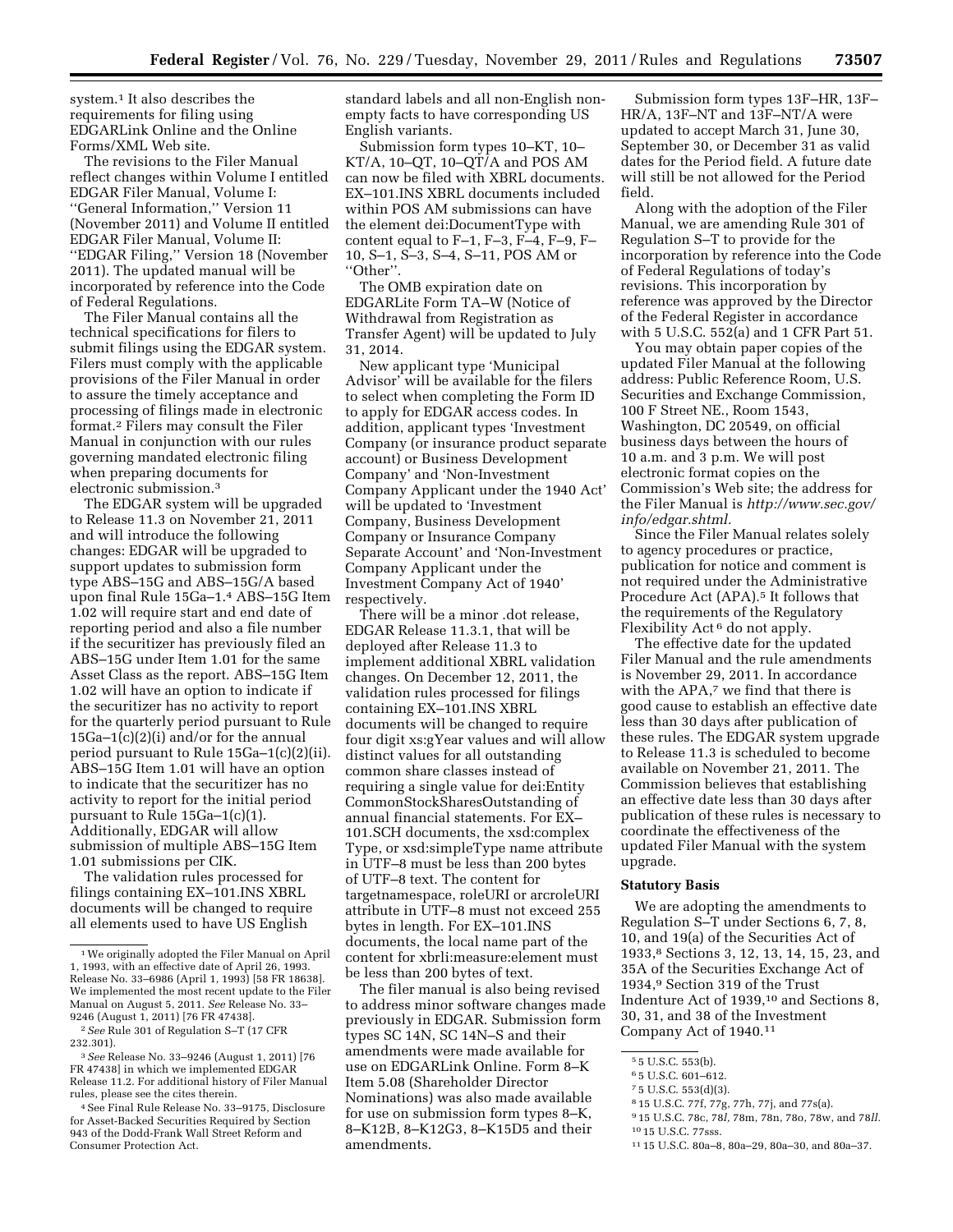system.[1] It also describes the requirements for filing using EDGARLink Online and the Online Forms/XML Web site.

The revisions to the Filer Manual reflect changes within Volume I entitled EDGAR Filer Manual, Volume I: ''General Information,'' Version 11 (November 2011) and Volume II entitled EDGAR Filer Manual, Volume II: ''EDGAR Filing,'' Version 18 (November 2011). The updated manual will be incorporated by reference into the Code of Federal Regulations.

The Filer Manual contains all the technical specifications for filers to submit filings using the EDGAR system. Filers must comply with the applicable provisions of the Filer Manual in order to assure the timely acceptance and processing of filings made in electronic format.[2] Filers may consult the Filer Manual in conjunction with our rules governing mandated electronic filing when preparing documents for electronic submission.[3]

The EDGAR system will be upgraded to Release 11.3 on November 21, 2011 and will introduce the following changes: EDGAR will be upgraded to support updates to submission form type ABS–15G and ABS–15G/A based upon final Rule 15Ga–1.[4] ABS–15G Item 1.02 will require start and end date of reporting period and also a file number if the securitizer has previously filed an ABS–15G under Item 1.01 for the same Asset Class as the report. ABS–15G Item 1.02 will have an option to indicate if the securitizer has no activity to report for the quarterly period pursuant to Rule 15Ga–1(c)(2)(i) and/or for the annual period pursuant to Rule 15Ga–1(c)(2)(ii). ABS–15G Item 1.01 will have an option to indicate that the securitizer has no activity to report for the initial period pursuant to Rule 15Ga–1(c)(1). Additionally, EDGAR will allow submission of multiple ABS–15G Item 1.01 submissions per CIK.

The validation rules processed for filings containing EX–101.INS XBRL documents will be changed to require all elements used to have US English standard labels and all non-English non-empty facts to have corresponding US English variants.

Submission form types 10–KT, 10–KT/A, 10–QT, 10–QT/A and POS AM can now be filed with XBRL documents. EX–101.INS XBRL documents included within POS AM submissions can have the element dei:DocumentType with content equal to F–1, F–3, F–4, F–9, F–10, S–1, S–3, S–4, S–11, POS AM or ''Other''.

The OMB expiration date on EDGARLite Form TA–W (Notice of Withdrawal from Registration as Transfer Agent) will be updated to July 31, 2014.

New applicant type 'Municipal Advisor' will be available for the filers to select when completing the Form ID to apply for EDGAR access codes. In addition, applicant types 'Investment Company (or insurance product separate account) or Business Development Company' and 'Non-Investment Company Applicant under the 1940 Act' will be updated to 'Investment Company, Business Development Company or Insurance Company Separate Account' and 'Non-Investment Company Applicant under the Investment Company Act of 1940' respectively.

There will be a minor .dot release, EDGAR Release 11.3.1, that will be deployed after Release 11.3 to implement additional XBRL validation changes. On December 12, 2011, the validation rules processed for filings containing EX–101.INS XBRL documents will be changed to require four digit xs:gYear values and will allow distinct values for all outstanding common share classes instead of requiring a single value for dei:Entity CommonStockSharesOutstanding of annual financial statements. For EX–101.SCH documents, the xsd:complex Type, or xsd:simpleType name attribute in UTF–8 must be less than 200 bytes of UTF–8 text. The content for targetnamespace, roleURI or arcroleURI attribute in UTF–8 must not exceed 255 bytes in length. For EX–101.INS documents, the local name part of the content for xbrli:measure:element must be less than 200 bytes of text.

The filer manual is also being revised to address minor software changes made previously in EDGAR. Submission form types SC 14N, SC 14N–S and their amendments were made available for use on EDGARLink Online. Form 8–K Item 5.08 (Shareholder Director Nominations) was also made available for use on submission form types 8–K, 8–K12B, 8–K12G3, 8–K15D5 and their amendments.

Submission form types 13F–HR, 13F–HR/A, 13F–NT and 13F–NT/A were updated to accept March 31, June 30, September 30, or December 31 as valid dates for the Period field. A future date will still be not allowed for the Period field.

Along with the adoption of the Filer Manual, we are amending Rule 301 of Regulation S–T to provide for the incorporation by reference into the Code of Federal Regulations of today's revisions. This incorporation by reference was approved by the Director of the Federal Register in accordance with 5 U.S.C. 552(a) and 1 CFR Part 51.

You may obtain paper copies of the updated Filer Manual at the following address: Public Reference Room, U.S. Securities and Exchange Commission, 100 F Street NE., Room 1543, Washington, DC 20549, on official business days between the hours of 10 a.m. and 3 p.m. We will post electronic format copies on the Commission's Web site; the address for the Filer Manual is *http://www.sec.gov/info/edgar.shtml*.

Since the Filer Manual relates solely to agency procedures or practice, publication for notice and comment is not required under the Administrative Procedure Act (APA).[5] It follows that the requirements of the Regulatory Flexibility Act[6] do not apply.

The effective date for the updated Filer Manual and the rule amendments is November 29, 2011. In accordance with the APA,[7] we find that there is good cause to establish an effective date less than 30 days after publication of these rules. The EDGAR system upgrade to Release 11.3 is scheduled to become available on November 21, 2011. The Commission believes that establishing an effective date less than 30 days after publication of these rules is necessary to coordinate the effectiveness of the updated Filer Manual with the system upgrade.

**Statutory Basis**

We are adopting the amendments to Regulation S–T under Sections 6, 7, 8, 10, and 19(a) of the Securities Act of 1933,[8] Sections 3, 12, 13, 14, 15, 23, and 35A of the Securities Exchange Act of 1934,[9] Section 319 of the Trust Indenture Act of 1939,[10] and Sections 8, 30, 31, and 38 of the Investment Company Act of 1940.[11]

---

[1] We originally adopted the Filer Manual on April 1, 1993, with an effective date of April 26, 1993. Release No. 33–6986 (April 1, 1993) [58 FR 18638]. We implemented the most recent update to the Filer Manual on August 5, 2011. *See* Release No. 33–9246 (August 1, 2011) [76 FR 47438].

[2] *See* Rule 301 of Regulation S–T (17 CFR 232.301).

[3] *See* Release No. 33–9246 (August 1, 2011) [76 FR 47438] in which we implemented EDGAR Release 11.2. For additional history of Filer Manual rules, please see the cites therein.

[4] See Final Rule Release No. 33–9175, Disclosure for Asset-Backed Securities Required by Section 943 of the Dodd-Frank Wall Street Reform and Consumer Protection Act.

[5] 5 U.S.C. 553(b).

[6] 5 U.S.C. 601–612.

[7] 5 U.S.C. 553(d)(3).

[8] 15 U.S.C. 77f, 77g, 77h, 77j, and 77s(a).

[9] 15 U.S.C. 78c, 78*l*, 78m, 78n, 78o, 78w, and 78*ll*.

[10] 15 U.S.C. 77sss.

[11] 15 U.S.C. 80a–8, 80a–29, 80a–30, and 80a–37.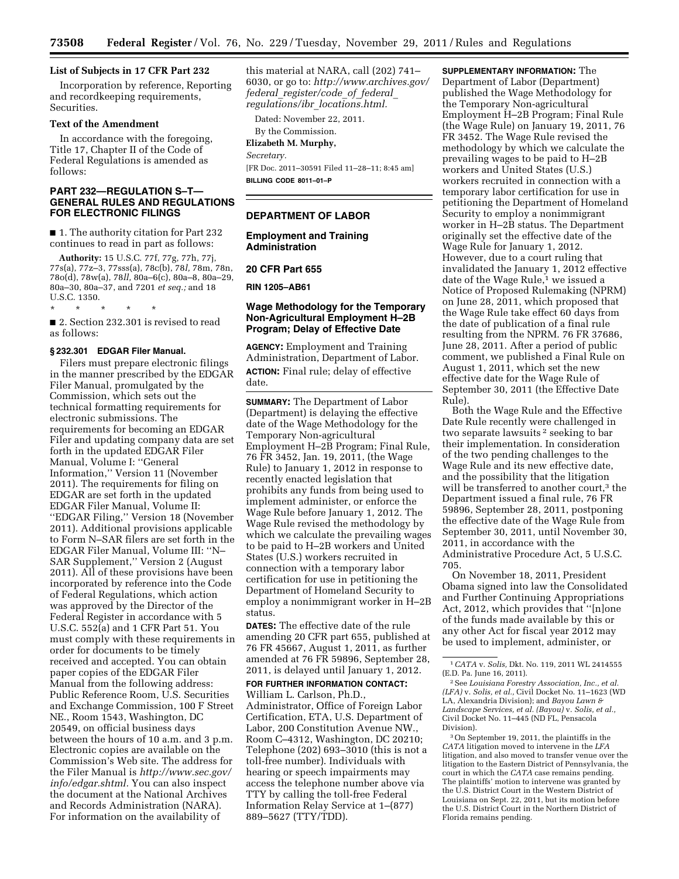**List of Subjects in 17 CFR Part 232**

Incorporation by reference, Reporting and recordkeeping requirements, Securities.

**Text of the Amendment**

In accordance with the foregoing, Title 17, Chapter II of the Code of Federal Regulations is amended as follows:

## PART 232—REGULATION S–T—GENERAL RULES AND REGULATIONS FOR ELECTRONIC FILINGS

■ 1. The authority citation for Part 232 continues to read in part as follows:

**Authority:** 15 U.S.C. 77f, 77g, 77h, 77j, 77s(a), 77z–3, 77sss(a), 78c(b), 78*l,* 78m, 78n, 78o(d), 78w(a), 78*ll,* 80a–6(c), 80a–8, 80a–29, 80a–30, 80a–37, and 7201 *et seq.;* and 18 U.S.C. 1350.

\* \* \* \* \*

■ 2. Section 232.301 is revised to read as follows:

### § 232.301 EDGAR Filer Manual.

Filers must prepare electronic filings in the manner prescribed by the EDGAR Filer Manual, promulgated by the Commission, which sets out the technical formatting requirements for electronic submissions. The requirements for becoming an EDGAR Filer and updating company data are set forth in the updated EDGAR Filer Manual, Volume I: ''General Information,'' Version 11 (November 2011). The requirements for filing on EDGAR are set forth in the updated EDGAR Filer Manual, Volume II: ''EDGAR Filing,'' Version 18 (November 2011). Additional provisions applicable to Form N–SAR filers are set forth in the EDGAR Filer Manual, Volume III: ''N–SAR Supplement,'' Version 2 (August 2011). All of these provisions have been incorporated by reference into the Code of Federal Regulations, which action was approved by the Director of the Federal Register in accordance with 5 U.S.C. 552(a) and 1 CFR Part 51. You must comply with these requirements in order for documents to be timely received and accepted. You can obtain paper copies of the EDGAR Filer Manual from the following address: Public Reference Room, U.S. Securities and Exchange Commission, 100 F Street NE., Room 1543, Washington, DC 20549, on official business days between the hours of 10 a.m. and 3 p.m. Electronic copies are available on the Commission's Web site. The address for the Filer Manual is *http://www.sec.gov/info/edgar.shtml.* You can also inspect the document at the National Archives and Records Administration (NARA). For information on the availability of this material at NARA, call (202) 741–6030, or go to: *http://www.archives.gov/federal_register/code_of_federal_regulations/ibr_locations.html.*

Dated: November 22, 2011.

By the Commission.

**Elizabeth M. Murphy,**

*Secretary.*

[FR Doc. 2011–30591 Filed 11–28–11; 8:45 am]

**BILLING CODE 8011–01–P**

---

## DEPARTMENT OF LABOR

### Employment and Training Administration

### 20 CFR Part 655

### RIN 1205–AB61

### Wage Methodology for the Temporary Non-Agricultural Employment H–2B Program; Delay of Effective Date

**AGENCY:** Employment and Training Administration, Department of Labor.

**ACTION:** Final rule; delay of effective date.

**SUMMARY:** The Department of Labor (Department) is delaying the effective date of the Wage Methodology for the Temporary Non-agricultural Employment H–2B Program; Final Rule, 76 FR 3452, Jan. 19, 2011, (the Wage Rule) to January 1, 2012 in response to recently enacted legislation that prohibits any funds from being used to implement administer, or enforce the Wage Rule before January 1, 2012. The Wage Rule revised the methodology by which we calculate the prevailing wages to be paid to H–2B workers and United States (U.S.) workers recruited in connection with a temporary labor certification for use in petitioning the Department of Homeland Security to employ a nonimmigrant worker in H–2B status.

**DATES:** The effective date of the rule amending 20 CFR part 655, published at 76 FR 45667, August 1, 2011, as further amended at 76 FR 59896, September 28, 2011, is delayed until January 1, 2012.

**FOR FURTHER INFORMATION CONTACT:** William L. Carlson, Ph.D., Administrator, Office of Foreign Labor Certification, ETA, U.S. Department of Labor, 200 Constitution Avenue NW., Room C–4312, Washington, DC 20210; Telephone (202) 693–3010 (this is not a toll-free number). Individuals with hearing or speech impairments may access the telephone number above via TTY by calling the toll-free Federal Information Relay Service at 1–(877) 889–5627 (TTY/TDD).

**SUPPLEMENTARY INFORMATION:** The Department of Labor (Department) published the Wage Methodology for the Temporary Non-agricultural Employment H–2B Program; Final Rule (the Wage Rule) on January 19, 2011, 76 FR 3452. The Wage Rule revised the methodology by which we calculate the prevailing wages to be paid to H–2B workers and United States (U.S.) workers recruited in connection with a temporary labor certification for use in petitioning the Department of Homeland Security to employ a nonimmigrant worker in H–2B status. The Department originally set the effective date of the Wage Rule for January 1, 2012. However, due to a court ruling that invalidated the January 1, 2012 effective date of the Wage Rule,[1] we issued a Notice of Proposed Rulemaking (NPRM) on June 28, 2011, which proposed that the Wage Rule take effect 60 days from the date of publication of a final rule resulting from the NPRM. 76 FR 37686, June 28, 2011. After a period of public comment, we published a Final Rule on August 1, 2011, which set the new effective date for the Wage Rule of September 30, 2011 (the Effective Date Rule).

Both the Wage Rule and the Effective Date Rule recently were challenged in two separate lawsuits[2] seeking to bar their implementation. In consideration of the two pending challenges to the Wage Rule and its new effective date, and the possibility that the litigation will be transferred to another court,[3] the Department issued a final rule, 76 FR 59896, September 28, 2011, postponing the effective date of the Wage Rule from September 30, 2011, until November 30, 2011, in accordance with the Administrative Procedure Act, 5 U.S.C. 705.

On November 18, 2011, President Obama signed into law the Consolidated and Further Continuing Appropriations Act, 2012, which provides that ''[n]one of the funds made available by this or any other Act for fiscal year 2012 may be used to implement, administer, or

---

[1] *CATA* v. *Solis,* Dkt. No. 119, 2011 WL 2414555 (E.D. Pa. June 16, 2011).

[2] See *Louisiana Forestry Association, Inc., et al. (LFA)* v. *Solis, et al.,* Civil Docket No. 11–1623 (WD LA, Alexandria Division); and *Bayou Lawn & Landscape Services, et al. (Bayou)* v. *Solis, et al.,* Civil Docket No. 11–445 (ND FL, Pensacola Division).

[3] On September 19, 2011, the plaintiffs in the *CATA* litigation moved to intervene in the *LFA* litigation, and also moved to transfer venue over the litigation to the Eastern District of Pennsylvania, the court in which the *CATA* case remains pending. The plaintiffs' motion to intervene was granted by the U.S. District Court in the Western District of Louisiana on Sept. 22, 2011, but its motion before the U.S. District Court in the Northern District of Florida remains pending.